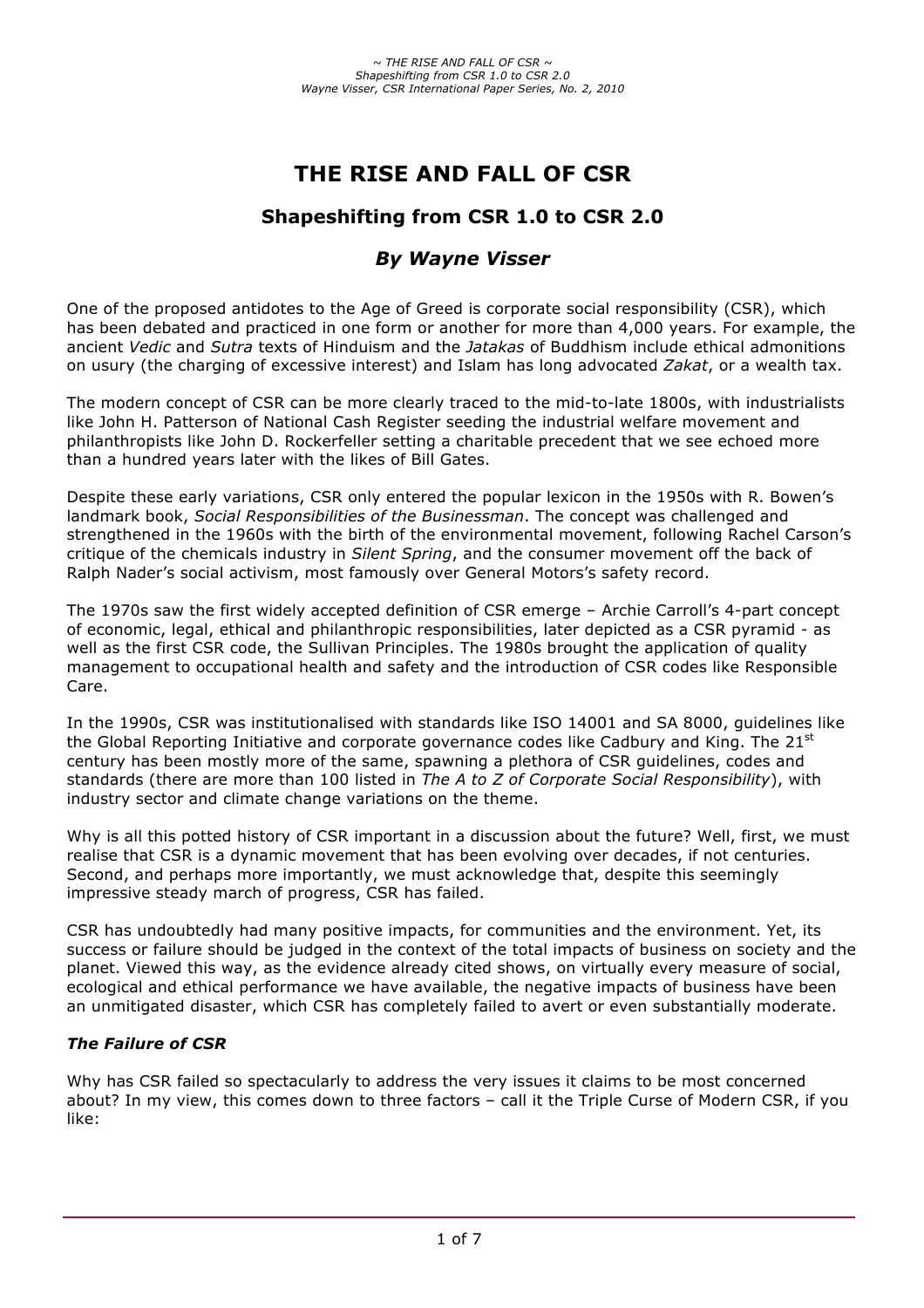# THE RISE AND FALL OF CSR

## Shapeshifting from CSR 1.0 to CSR 2.0

### *By Wayne Visser*

One of the proposed antidotes to the Age of Greed is corporate social responsibility (CSR), which has been debated and practiced in one form or another for more than 4,000 years. For example, the ancient *Vedic* and *Sutra* texts of Hinduism and the *Jatakas* of Buddhism include ethical admonitions on usury (the charging of excessive interest) and Islam has long advocated *Zakat*, or a wealth tax.

The modern concept of CSR can be more clearly traced to the mid-to-late 1800s, with industrialists like John H. Patterson of National Cash Register seeding the industrial welfare movement and philanthropists like John D. Rockerfeller setting a charitable precedent that we see echoed more than a hundred years later with the likes of Bill Gates.

Despite these early variations, CSR only entered the popular lexicon in the 1950s with R. Bowen's landmark book, *Social Responsibilities of the Businessman*. The concept was challenged and strengthened in the 1960s with the birth of the environmental movement, following Rachel Carson's critique of the chemicals industry in *Silent Spring*, and the consumer movement off the back of Ralph Nader's social activism, most famously over General Motors's safety record.

The 1970s saw the first widely accepted definition of CSR emerge – Archie Carroll's 4-part concept of economic, legal, ethical and philanthropic responsibilities, later depicted as a CSR pyramid - as well as the first CSR code, the Sullivan Principles. The 1980s brought the application of quality management to occupational health and safety and the introduction of CSR codes like Responsible Care.

In the 1990s, CSR was institutionalised with standards like ISO 14001 and SA 8000, guidelines like the Global Reporting Initiative and corporate governance codes like Cadbury and King. The 21st century has been mostly more of the same, spawning a plethora of CSR guidelines, codes and standards (there are more than 100 listed in *The A to Z of Corporate Social Responsibility*), with industry sector and climate change variations on the theme.

Why is all this potted history of CSR important in a discussion about the future? Well, first, we must realise that CSR is a dynamic movement that has been evolving over decades, if not centuries. Second, and perhaps more importantly, we must acknowledge that, despite this seemingly impressive steady march of progress, CSR has failed.

CSR has undoubtedly had many positive impacts, for communities and the environment. Yet, its success or failure should be judged in the context of the total impacts of business on society and the planet. Viewed this way, as the evidence already cited shows, on virtually every measure of social, ecological and ethical performance we have available, the negative impacts of business have been an unmitigated disaster, which CSR has completely failed to avert or even substantially moderate.

#### *The Failure of CSR*

Why has CSR failed so spectacularly to address the very issues it claims to be most concerned about? In my view, this comes down to three factors – call it the Triple Curse of Modern CSR, if you like: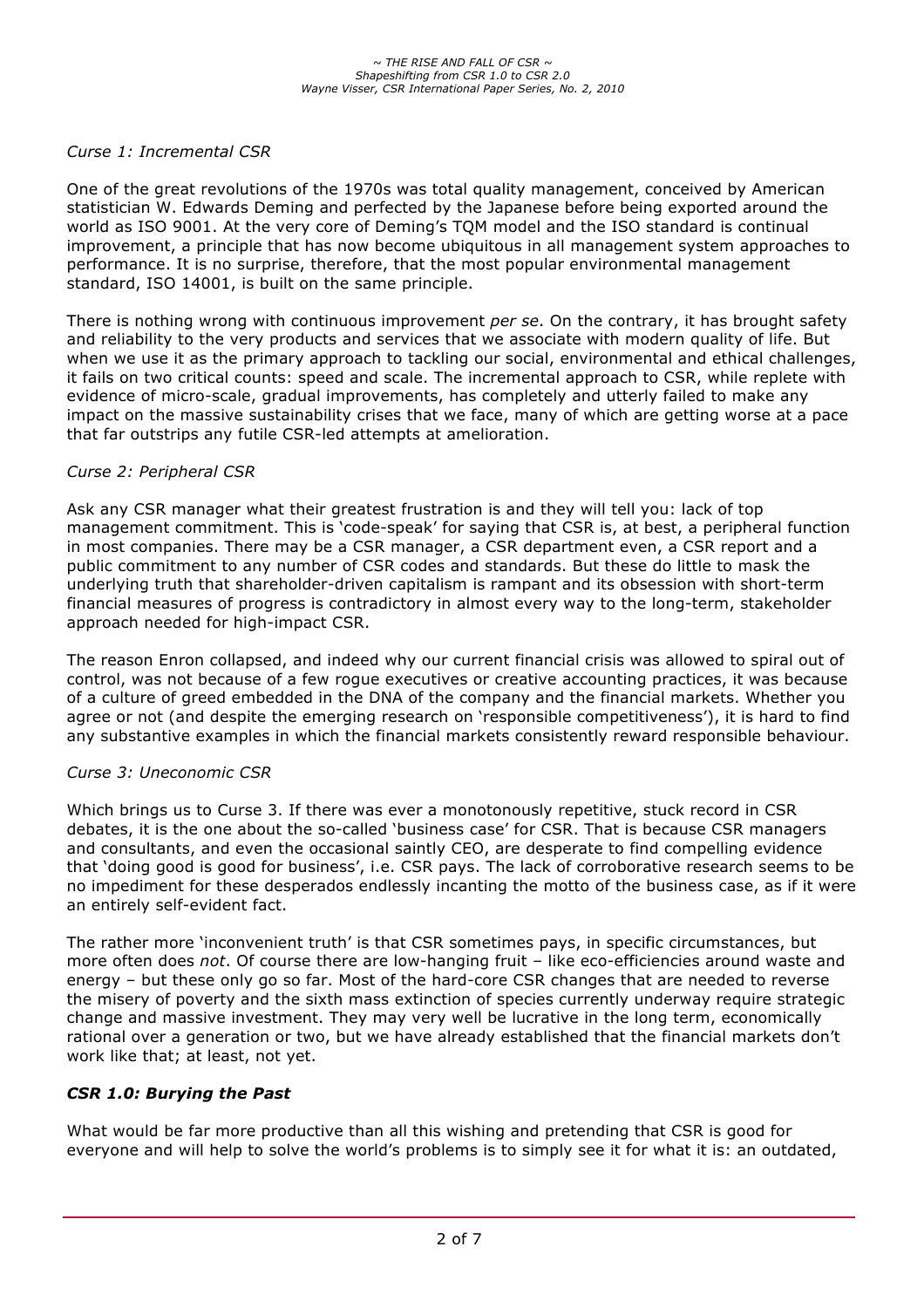*Curse 1: Incremental CSR*

One of the great revolutions of the 1970s was total quality management, conceived by American statistician W. Edwards Deming and perfected by the Japanese before being exported around the world as ISO 9001. At the very core of Deming's TQM model and the ISO standard is continual improvement, a principle that has now become ubiquitous in all management system approaches to performance. It is no surprise, therefore, that the most popular environmental management standard, ISO 14001, is built on the same principle.

There is nothing wrong with continuous improvement *per se*. On the contrary, it has brought safety and reliability to the very products and services that we associate with modern quality of life. But when we use it as the primary approach to tackling our social, environmental and ethical challenges, it fails on two critical counts: speed and scale. The incremental approach to CSR, while replete with evidence of micro-scale, gradual improvements, has completely and utterly failed to make any impact on the massive sustainability crises that we face, many of which are getting worse at a pace that far outstrips any futile CSR-led attempts at amelioration.

*Curse 2: Peripheral CSR*

Ask any CSR manager what their greatest frustration is and they will tell you: lack of top management commitment. This is 'code-speak' for saying that CSR is, at best, a peripheral function in most companies. There may be a CSR manager, a CSR department even, a CSR report and a public commitment to any number of CSR codes and standards. But these do little to mask the underlying truth that shareholder-driven capitalism is rampant and its obsession with short-term financial measures of progress is contradictory in almost every way to the long-term, stakeholder approach needed for high-impact CSR.

The reason Enron collapsed, and indeed why our current financial crisis was allowed to spiral out of control, was not because of a few rogue executives or creative accounting practices, it was because of a culture of greed embedded in the DNA of the company and the financial markets. Whether you agree or not (and despite the emerging research on 'responsible competitiveness'), it is hard to find any substantive examples in which the financial markets consistently reward responsible behaviour.

*Curse 3: Uneconomic CSR*

Which brings us to Curse 3. If there was ever a monotonously repetitive, stuck record in CSR debates, it is the one about the so-called 'business case' for CSR. That is because CSR managers and consultants, and even the occasional saintly CEO, are desperate to find compelling evidence that 'doing good is good for business', i.e. CSR pays. The lack of corroborative research seems to be no impediment for these desperados endlessly incanting the motto of the business case, as if it were an entirely self-evident fact.

The rather more 'inconvenient truth' is that CSR sometimes pays, in specific circumstances, but more often does *not*. Of course there are low-hanging fruit – like eco-efficiencies around waste and energy – but these only go so far. Most of the hard-core CSR changes that are needed to reverse the misery of poverty and the sixth mass extinction of species currently underway require strategic change and massive investment. They may very well be lucrative in the long term, economically rational over a generation or two, but we have already established that the financial markets don't work like that; at least, not yet.

## *CSR 1.0: Burying the Past*

What would be far more productive than all this wishing and pretending that CSR is good for everyone and will help to solve the world's problems is to simply see it for what it is: an outdated,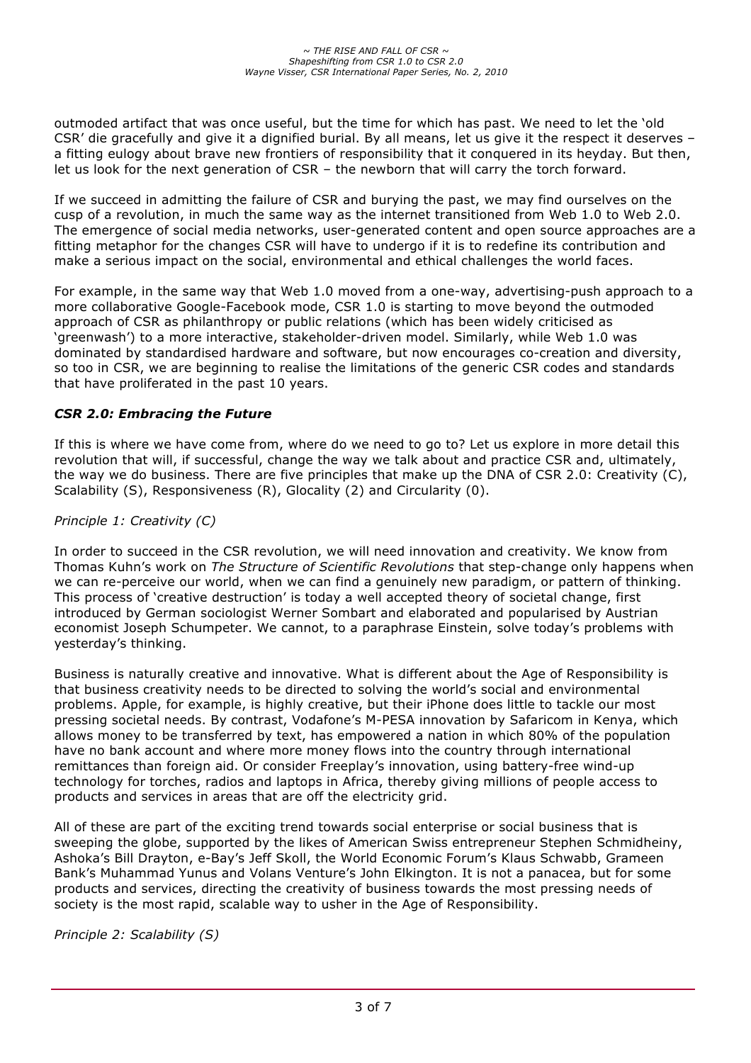outmoded artifact that was once useful, but the time for which has past. We need to let the 'old CSR' die gracefully and give it a dignified burial. By all means, let us give it the respect it deserves – a fitting eulogy about brave new frontiers of responsibility that it conquered in its heyday. But then, let us look for the next generation of CSR – the newborn that will carry the torch forward.

If we succeed in admitting the failure of CSR and burying the past, we may find ourselves on the cusp of a revolution, in much the same way as the internet transitioned from Web 1.0 to Web 2.0. The emergence of social media networks, user-generated content and open source approaches are a fitting metaphor for the changes CSR will have to undergo if it is to redefine its contribution and make a serious impact on the social, environmental and ethical challenges the world faces.

For example, in the same way that Web 1.0 moved from a one-way, advertising-push approach to a more collaborative Google-Facebook mode, CSR 1.0 is starting to move beyond the outmoded approach of CSR as philanthropy or public relations (which has been widely criticised as 'greenwash') to a more interactive, stakeholder-driven model. Similarly, while Web 1.0 was dominated by standardised hardware and software, but now encourages co-creation and diversity, so too in CSR, we are beginning to realise the limitations of the generic CSR codes and standards that have proliferated in the past 10 years.

### *CSR 2.0: Embracing the Future*

If this is where we have come from, where do we need to go to? Let us explore in more detail this revolution that will, if successful, change the way we talk about and practice CSR and, ultimately, the way we do business. There are five principles that make up the DNA of CSR 2.0: Creativity (C), Scalability (S), Responsiveness (R), Glocality (2) and Circularity (0).

*Principle 1: Creativity (C)*

In order to succeed in the CSR revolution, we will need innovation and creativity. We know from Thomas Kuhn's work on *The Structure of Scientific Revolutions* that step-change only happens when we can re-perceive our world, when we can find a genuinely new paradigm, or pattern of thinking. This process of 'creative destruction' is today a well accepted theory of societal change, first introduced by German sociologist Werner Sombart and elaborated and popularised by Austrian economist Joseph Schumpeter. We cannot, to a paraphrase Einstein, solve today's problems with yesterday's thinking.

Business is naturally creative and innovative. What is different about the Age of Responsibility is that business creativity needs to be directed to solving the world's social and environmental problems. Apple, for example, is highly creative, but their iPhone does little to tackle our most pressing societal needs. By contrast, Vodafone's M-PESA innovation by Safaricom in Kenya, which allows money to be transferred by text, has empowered a nation in which 80% of the population have no bank account and where more money flows into the country through international remittances than foreign aid. Or consider Freeplay's innovation, using battery-free wind-up technology for torches, radios and laptops in Africa, thereby giving millions of people access to products and services in areas that are off the electricity grid.

All of these are part of the exciting trend towards social enterprise or social business that is sweeping the globe, supported by the likes of American Swiss entrepreneur Stephen Schmidheiny, Ashoka's Bill Drayton, e-Bay's Jeff Skoll, the World Economic Forum's Klaus Schwabb, Grameen Bank's Muhammad Yunus and Volans Venture's John Elkington. It is not a panacea, but for some products and services, directing the creativity of business towards the most pressing needs of society is the most rapid, scalable way to usher in the Age of Responsibility.

*Principle 2: Scalability (S)*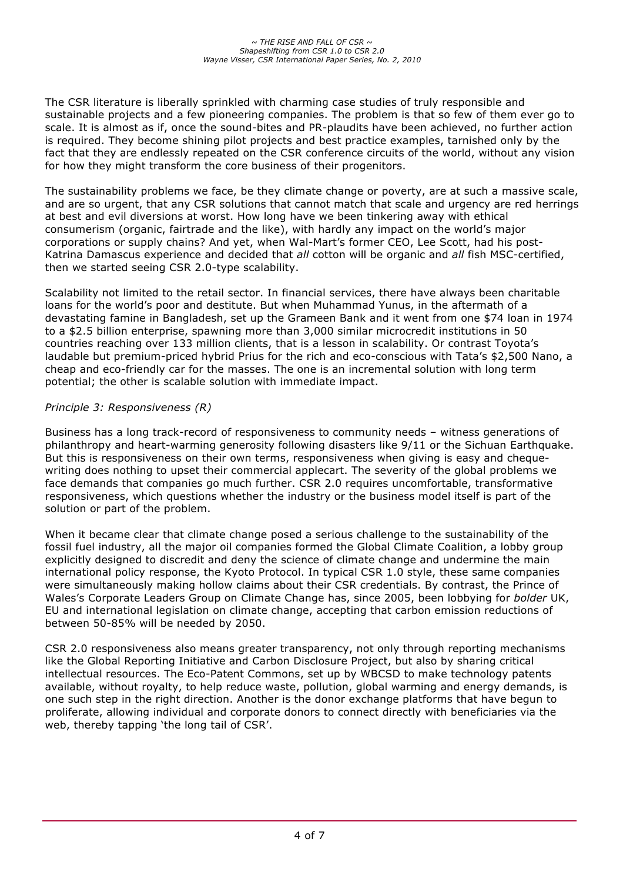The CSR literature is liberally sprinkled with charming case studies of truly responsible and sustainable projects and a few pioneering companies. The problem is that so few of them ever go to scale. It is almost as if, once the sound-bites and PR-plaudits have been achieved, no further action is required. They become shining pilot projects and best practice examples, tarnished only by the fact that they are endlessly repeated on the CSR conference circuits of the world, without any vision for how they might transform the core business of their progenitors.

The sustainability problems we face, be they climate change or poverty, are at such a massive scale, and are so urgent, that any CSR solutions that cannot match that scale and urgency are red herrings at best and evil diversions at worst. How long have we been tinkering away with ethical consumerism (organic, fairtrade and the like), with hardly any impact on the world's major corporations or supply chains? And yet, when Wal-Mart's former CEO, Lee Scott, had his post-Katrina Damascus experience and decided that *all* cotton will be organic and *all* fish MSC-certified, then we started seeing CSR 2.0-type scalability.

Scalability not limited to the retail sector. In financial services, there have always been charitable loans for the world's poor and destitute. But when Muhammad Yunus, in the aftermath of a devastating famine in Bangladesh, set up the Grameen Bank and it went from one $74 loan in 1974 to a $2.5 billion enterprise, spawning more than 3,000 similar microcredit institutions in 50 countries reaching over 133 million clients, that is a lesson in scalability. Or contrast Toyota's laudable but premium-priced hybrid Prius for the rich and eco-conscious with Tata's $2,500 Nano, a cheap and eco-friendly car for the masses. The one is an incremental solution with long term potential; the other is scalable solution with immediate impact.

*Principle 3: Responsiveness (R)*

Business has a long track-record of responsiveness to community needs – witness generations of philanthropy and heart-warming generosity following disasters like 9/11 or the Sichuan Earthquake. But this is responsiveness on their own terms, responsiveness when giving is easy and cheque-writing does nothing to upset their commercial applecart. The severity of the global problems we face demands that companies go much further. CSR 2.0 requires uncomfortable, transformative responsiveness, which questions whether the industry or the business model itself is part of the solution or part of the problem.

When it became clear that climate change posed a serious challenge to the sustainability of the fossil fuel industry, all the major oil companies formed the Global Climate Coalition, a lobby group explicitly designed to discredit and deny the science of climate change and undermine the main international policy response, the Kyoto Protocol. In typical CSR 1.0 style, these same companies were simultaneously making hollow claims about their CSR credentials. By contrast, the Prince of Wales's Corporate Leaders Group on Climate Change has, since 2005, been lobbying for *bolder* UK, EU and international legislation on climate change, accepting that carbon emission reductions of between 50-85% will be needed by 2050.

CSR 2.0 responsiveness also means greater transparency, not only through reporting mechanisms like the Global Reporting Initiative and Carbon Disclosure Project, but also by sharing critical intellectual resources. The Eco-Patent Commons, set up by WBCSD to make technology patents available, without royalty, to help reduce waste, pollution, global warming and energy demands, is one such step in the right direction. Another is the donor exchange platforms that have begun to proliferate, allowing individual and corporate donors to connect directly with beneficiaries via the web, thereby tapping 'the long tail of CSR'.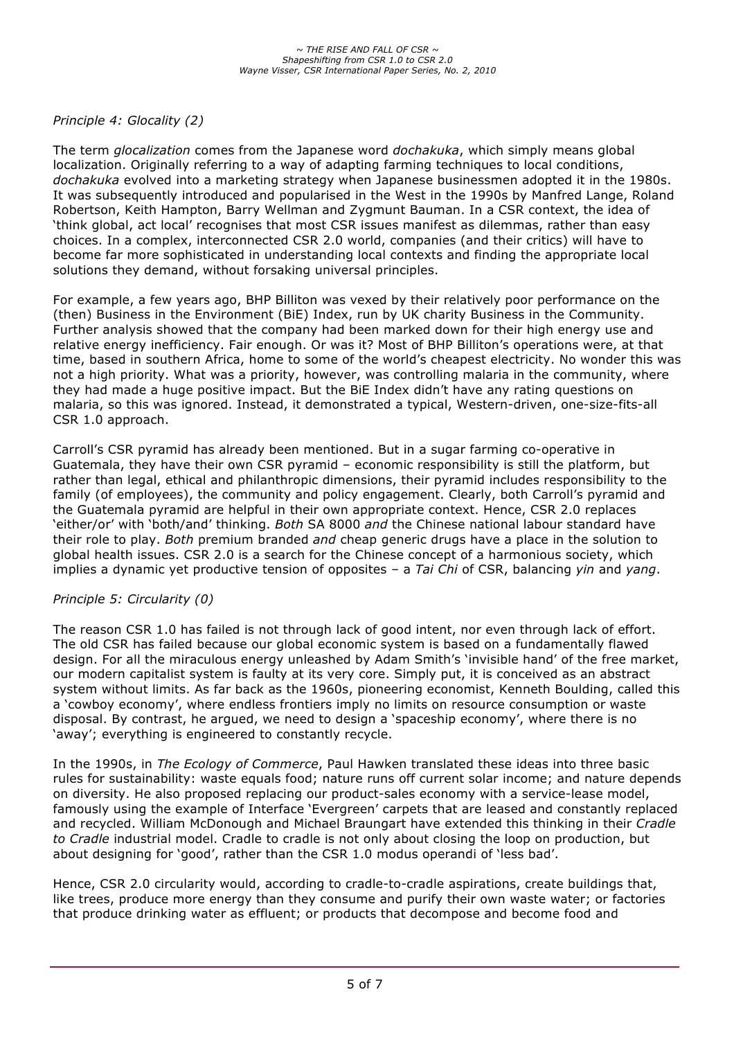*Principle 4: Glocality (2)*

The term *glocalization* comes from the Japanese word *dochakuka*, which simply means global localization. Originally referring to a way of adapting farming techniques to local conditions, *dochakuka* evolved into a marketing strategy when Japanese businessmen adopted it in the 1980s. It was subsequently introduced and popularised in the West in the 1990s by Manfred Lange, Roland Robertson, Keith Hampton, Barry Wellman and Zygmunt Bauman. In a CSR context, the idea of 'think global, act local' recognises that most CSR issues manifest as dilemmas, rather than easy choices. In a complex, interconnected CSR 2.0 world, companies (and their critics) will have to become far more sophisticated in understanding local contexts and finding the appropriate local solutions they demand, without forsaking universal principles.

For example, a few years ago, BHP Billiton was vexed by their relatively poor performance on the (then) Business in the Environment (BiE) Index, run by UK charity Business in the Community. Further analysis showed that the company had been marked down for their high energy use and relative energy inefficiency. Fair enough. Or was it? Most of BHP Billiton's operations were, at that time, based in southern Africa, home to some of the world's cheapest electricity. No wonder this was not a high priority. What was a priority, however, was controlling malaria in the community, where they had made a huge positive impact. But the BiE Index didn't have any rating questions on malaria, so this was ignored. Instead, it demonstrated a typical, Western-driven, one-size-fits-all CSR 1.0 approach.

Carroll's CSR pyramid has already been mentioned. But in a sugar farming co-operative in Guatemala, they have their own CSR pyramid – economic responsibility is still the platform, but rather than legal, ethical and philanthropic dimensions, their pyramid includes responsibility to the family (of employees), the community and policy engagement. Clearly, both Carroll's pyramid and the Guatemala pyramid are helpful in their own appropriate context. Hence, CSR 2.0 replaces 'either/or' with 'both/and' thinking. *Both* SA 8000 *and* the Chinese national labour standard have their role to play. *Both* premium branded *and* cheap generic drugs have a place in the solution to global health issues. CSR 2.0 is a search for the Chinese concept of a harmonious society, which implies a dynamic yet productive tension of opposites – a *Tai Chi* of CSR, balancing *yin* and *yang*.

*Principle 5: Circularity (0)*

The reason CSR 1.0 has failed is not through lack of good intent, nor even through lack of effort. The old CSR has failed because our global economic system is based on a fundamentally flawed design. For all the miraculous energy unleashed by Adam Smith's 'invisible hand' of the free market, our modern capitalist system is faulty at its very core. Simply put, it is conceived as an abstract system without limits. As far back as the 1960s, pioneering economist, Kenneth Boulding, called this a 'cowboy economy', where endless frontiers imply no limits on resource consumption or waste disposal. By contrast, he argued, we need to design a 'spaceship economy', where there is no 'away'; everything is engineered to constantly recycle.

In the 1990s, in *The Ecology of Commerce*, Paul Hawken translated these ideas into three basic rules for sustainability: waste equals food; nature runs off current solar income; and nature depends on diversity. He also proposed replacing our product-sales economy with a service-lease model, famously using the example of Interface 'Evergreen' carpets that are leased and constantly replaced and recycled. William McDonough and Michael Braungart have extended this thinking in their *Cradle to Cradle* industrial model. Cradle to cradle is not only about closing the loop on production, but about designing for 'good', rather than the CSR 1.0 modus operandi of 'less bad'.

Hence, CSR 2.0 circularity would, according to cradle-to-cradle aspirations, create buildings that, like trees, produce more energy than they consume and purify their own waste water; or factories that produce drinking water as effluent; or products that decompose and become food and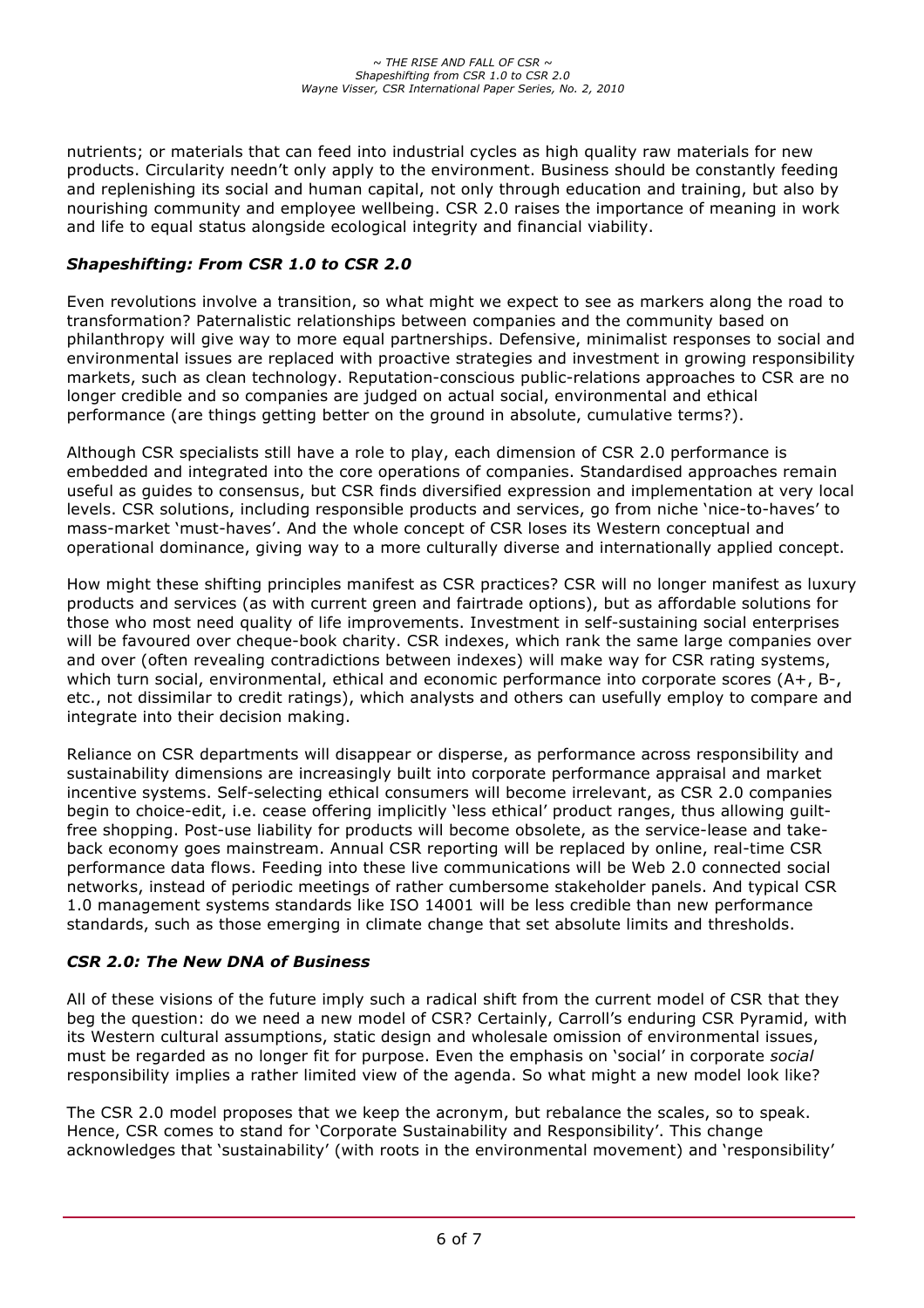nutrients; or materials that can feed into industrial cycles as high quality raw materials for new products. Circularity needn't only apply to the environment. Business should be constantly feeding and replenishing its social and human capital, not only through education and training, but also by nourishing community and employee wellbeing. CSR 2.0 raises the importance of meaning in work and life to equal status alongside ecological integrity and financial viability.

### *Shapeshifting: From CSR 1.0 to CSR 2.0*

Even revolutions involve a transition, so what might we expect to see as markers along the road to transformation? Paternalistic relationships between companies and the community based on philanthropy will give way to more equal partnerships. Defensive, minimalist responses to social and environmental issues are replaced with proactive strategies and investment in growing responsibility markets, such as clean technology. Reputation-conscious public-relations approaches to CSR are no longer credible and so companies are judged on actual social, environmental and ethical performance (are things getting better on the ground in absolute, cumulative terms?).

Although CSR specialists still have a role to play, each dimension of CSR 2.0 performance is embedded and integrated into the core operations of companies. Standardised approaches remain useful as guides to consensus, but CSR finds diversified expression and implementation at very local levels. CSR solutions, including responsible products and services, go from niche 'nice-to-haves' to mass-market 'must-haves'. And the whole concept of CSR loses its Western conceptual and operational dominance, giving way to a more culturally diverse and internationally applied concept.

How might these shifting principles manifest as CSR practices? CSR will no longer manifest as luxury products and services (as with current green and fairtrade options), but as affordable solutions for those who most need quality of life improvements. Investment in self-sustaining social enterprises will be favoured over cheque-book charity. CSR indexes, which rank the same large companies over and over (often revealing contradictions between indexes) will make way for CSR rating systems, which turn social, environmental, ethical and economic performance into corporate scores (A+, B-, etc., not dissimilar to credit ratings), which analysts and others can usefully employ to compare and integrate into their decision making.

Reliance on CSR departments will disappear or disperse, as performance across responsibility and sustainability dimensions are increasingly built into corporate performance appraisal and market incentive systems. Self-selecting ethical consumers will become irrelevant, as CSR 2.0 companies begin to choice-edit, i.e. cease offering implicitly 'less ethical' product ranges, thus allowing guilt-free shopping. Post-use liability for products will become obsolete, as the service-lease and take-back economy goes mainstream. Annual CSR reporting will be replaced by online, real-time CSR performance data flows. Feeding into these live communications will be Web 2.0 connected social networks, instead of periodic meetings of rather cumbersome stakeholder panels. And typical CSR 1.0 management systems standards like ISO 14001 will be less credible than new performance standards, such as those emerging in climate change that set absolute limits and thresholds.

### *CSR 2.0: The New DNA of Business*

All of these visions of the future imply such a radical shift from the current model of CSR that they beg the question: do we need a new model of CSR? Certainly, Carroll's enduring CSR Pyramid, with its Western cultural assumptions, static design and wholesale omission of environmental issues, must be regarded as no longer fit for purpose. Even the emphasis on 'social' in corporate *social* responsibility implies a rather limited view of the agenda. So what might a new model look like?

The CSR 2.0 model proposes that we keep the acronym, but rebalance the scales, so to speak. Hence, CSR comes to stand for 'Corporate Sustainability and Responsibility'. This change acknowledges that 'sustainability' (with roots in the environmental movement) and 'responsibility'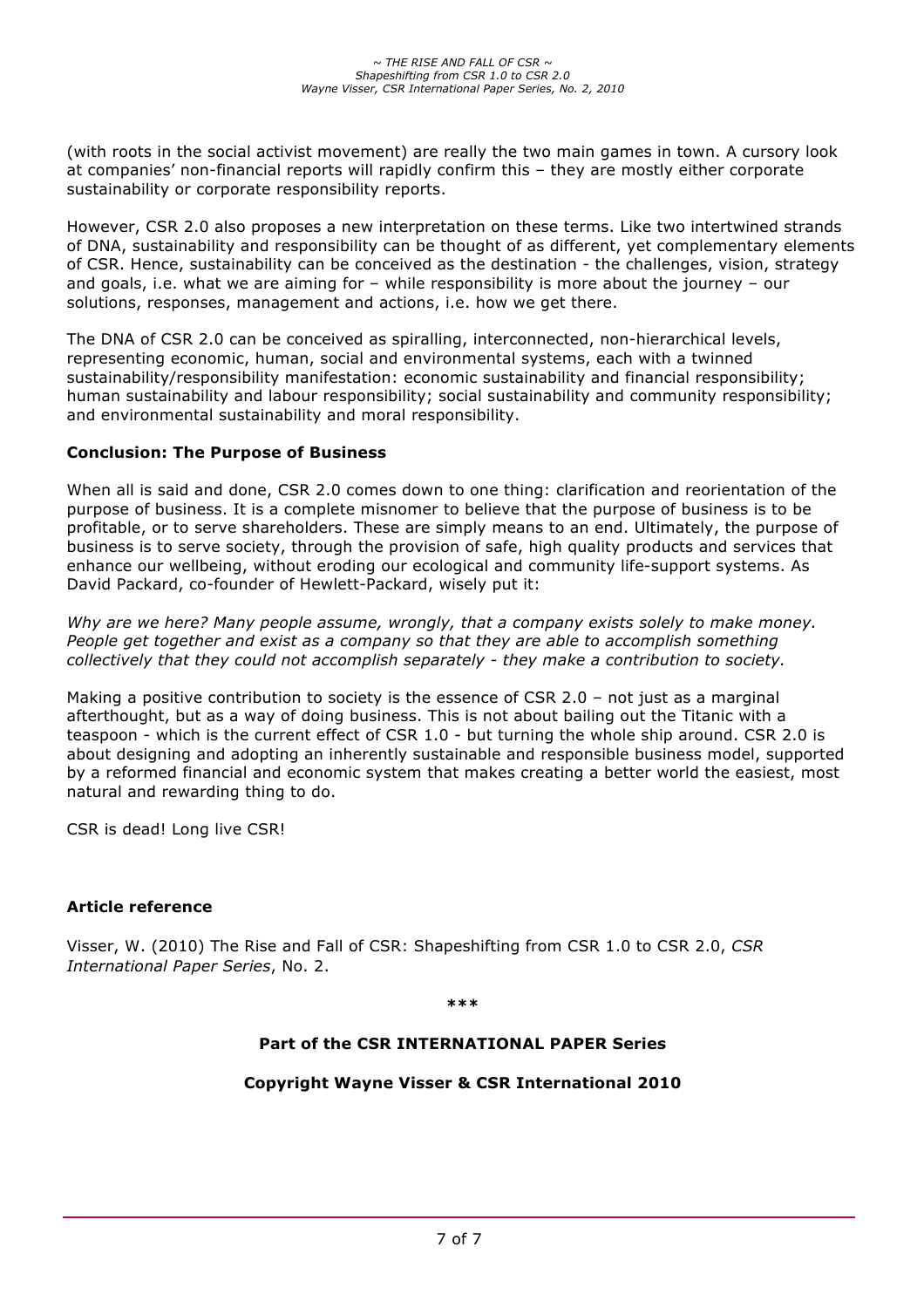(with roots in the social activist movement) are really the two main games in town. A cursory look at companies' non-financial reports will rapidly confirm this – they are mostly either corporate sustainability or corporate responsibility reports.

However, CSR 2.0 also proposes a new interpretation on these terms. Like two intertwined strands of DNA, sustainability and responsibility can be thought of as different, yet complementary elements of CSR. Hence, sustainability can be conceived as the destination - the challenges, vision, strategy and goals, i.e. what we are aiming for – while responsibility is more about the journey – our solutions, responses, management and actions, i.e. how we get there.

The DNA of CSR 2.0 can be conceived as spiralling, interconnected, non-hierarchical levels, representing economic, human, social and environmental systems, each with a twinned sustainability/responsibility manifestation: economic sustainability and financial responsibility; human sustainability and labour responsibility; social sustainability and community responsibility; and environmental sustainability and moral responsibility.

**Conclusion: The Purpose of Business**

When all is said and done, CSR 2.0 comes down to one thing: clarification and reorientation of the purpose of business. It is a complete misnomer to believe that the purpose of business is to be profitable, or to serve shareholders. These are simply means to an end. Ultimately, the purpose of business is to serve society, through the provision of safe, high quality products and services that enhance our wellbeing, without eroding our ecological and community life-support systems. As David Packard, co-founder of Hewlett-Packard, wisely put it:

*Why are we here? Many people assume, wrongly, that a company exists solely to make money. People get together and exist as a company so that they are able to accomplish something collectively that they could not accomplish separately - they make a contribution to society.*

Making a positive contribution to society is the essence of CSR 2.0 – not just as a marginal afterthought, but as a way of doing business. This is not about bailing out the Titanic with a teaspoon - which is the current effect of CSR 1.0 - but turning the whole ship around. CSR 2.0 is about designing and adopting an inherently sustainable and responsible business model, supported by a reformed financial and economic system that makes creating a better world the easiest, most natural and rewarding thing to do.

CSR is dead! Long live CSR!

**Article reference**

Visser, W. (2010) The Rise and Fall of CSR: Shapeshifting from CSR 1.0 to CSR 2.0, *CSR International Paper Series*, No. 2.

***

**Part of the CSR INTERNATIONAL PAPER Series**

**Copyright Wayne Visser & CSR International 2010**